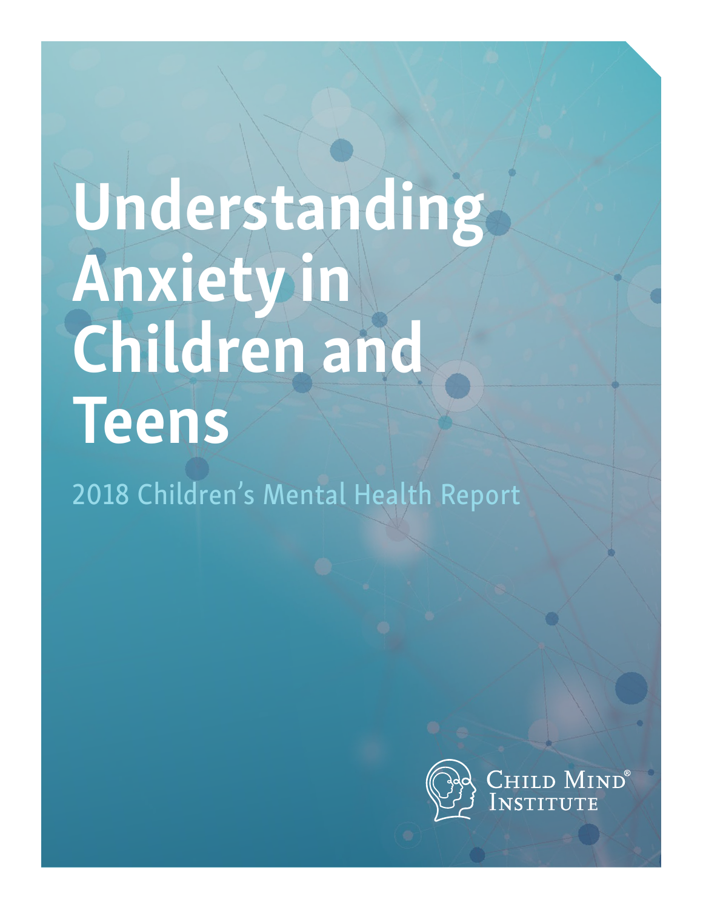# Understanding Anxiety in Children and Teens

2018 Children's Mental Health Report

Child Mind® Institute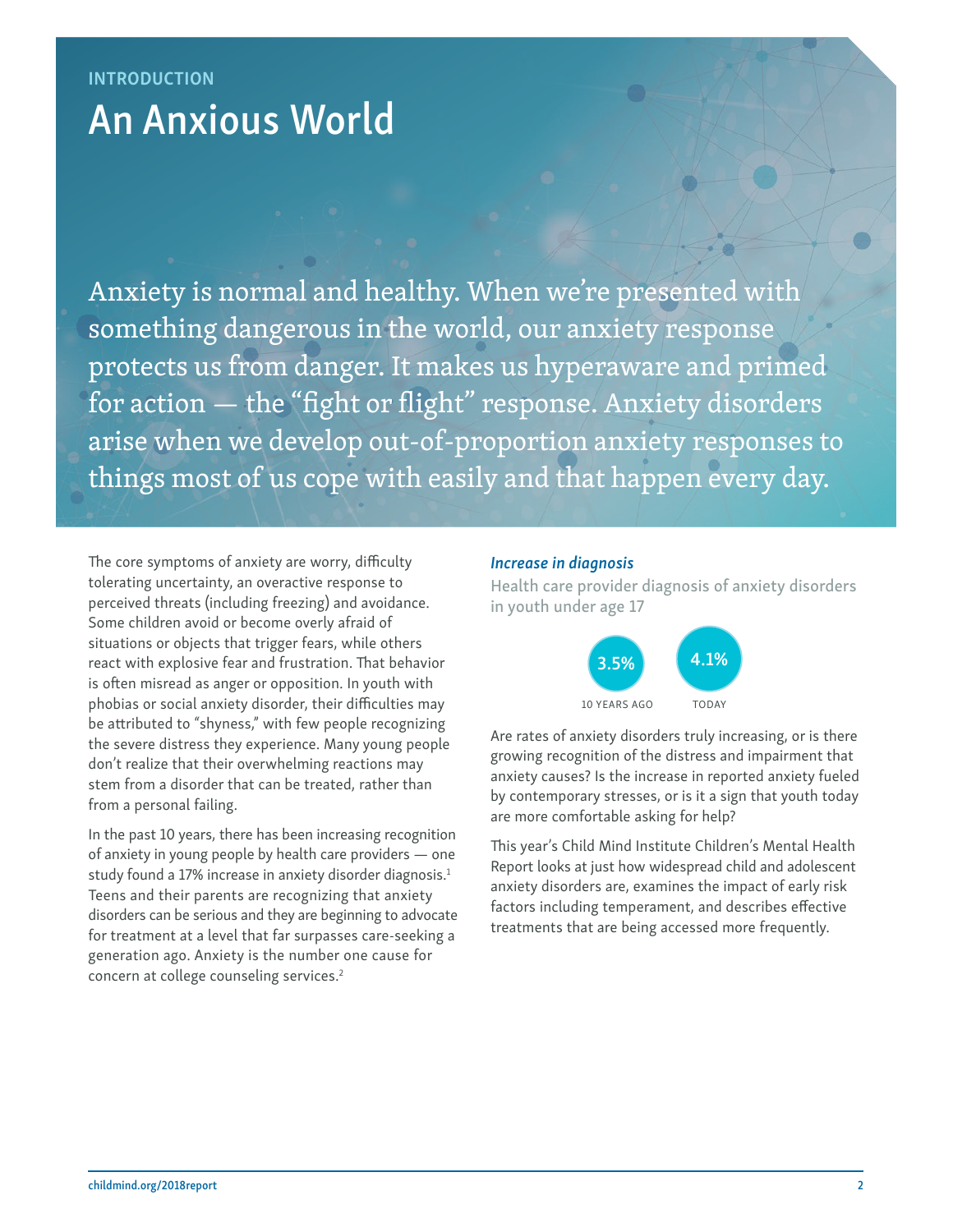INTRODUCTION

# An Anxious World

Anxiety is normal and healthy. When we're presented with something dangerous in the world, our anxiety response protects us from danger. It makes us hyperaware and primed for action — the "fight or flight" response. Anxiety disorders arise when we develop out-of-proportion anxiety responses to things most of us cope with easily and that happen every day.

The core symptoms of anxiety are worry, difficulty tolerating uncertainty, an overactive response to perceived threats (including freezing) and avoidance. Some children avoid or become overly afraid of situations or objects that trigger fears, while others react with explosive fear and frustration. That behavior is often misread as anger or opposition. In youth with phobias or social anxiety disorder, their difficulties may be attributed to "shyness," with few people recognizing the severe distress they experience. Many young people don't realize that their overwhelming reactions may stem from a disorder that can be treated, rather than from a personal failing.

In the past 10 years, there has been increasing recognition of anxiety in young people by health care providers — one study found a 17% increase in anxiety disorder diagnosis.[1] Teens and their parents are recognizing that anxiety disorders can be serious and they are beginning to advocate for treatment at a level that far surpasses care-seeking a generation ago. Anxiety is the number one cause for concern at college counseling services.[2]

***Increase in diagnosis***

Health care provider diagnosis of anxiety disorders in youth under age 17

| 10 YEARS AGO | TODAY |
|---|---|
| 3.5% | 4.1% |

Are rates of anxiety disorders truly increasing, or is there growing recognition of the distress and impairment that anxiety causes? Is the increase in reported anxiety fueled by contemporary stresses, or is it a sign that youth today are more comfortable asking for help?

This year's Child Mind Institute Children's Mental Health Report looks at just how widespread child and adolescent anxiety disorders are, examines the impact of early risk factors including temperament, and describes effective treatments that are being accessed more frequently.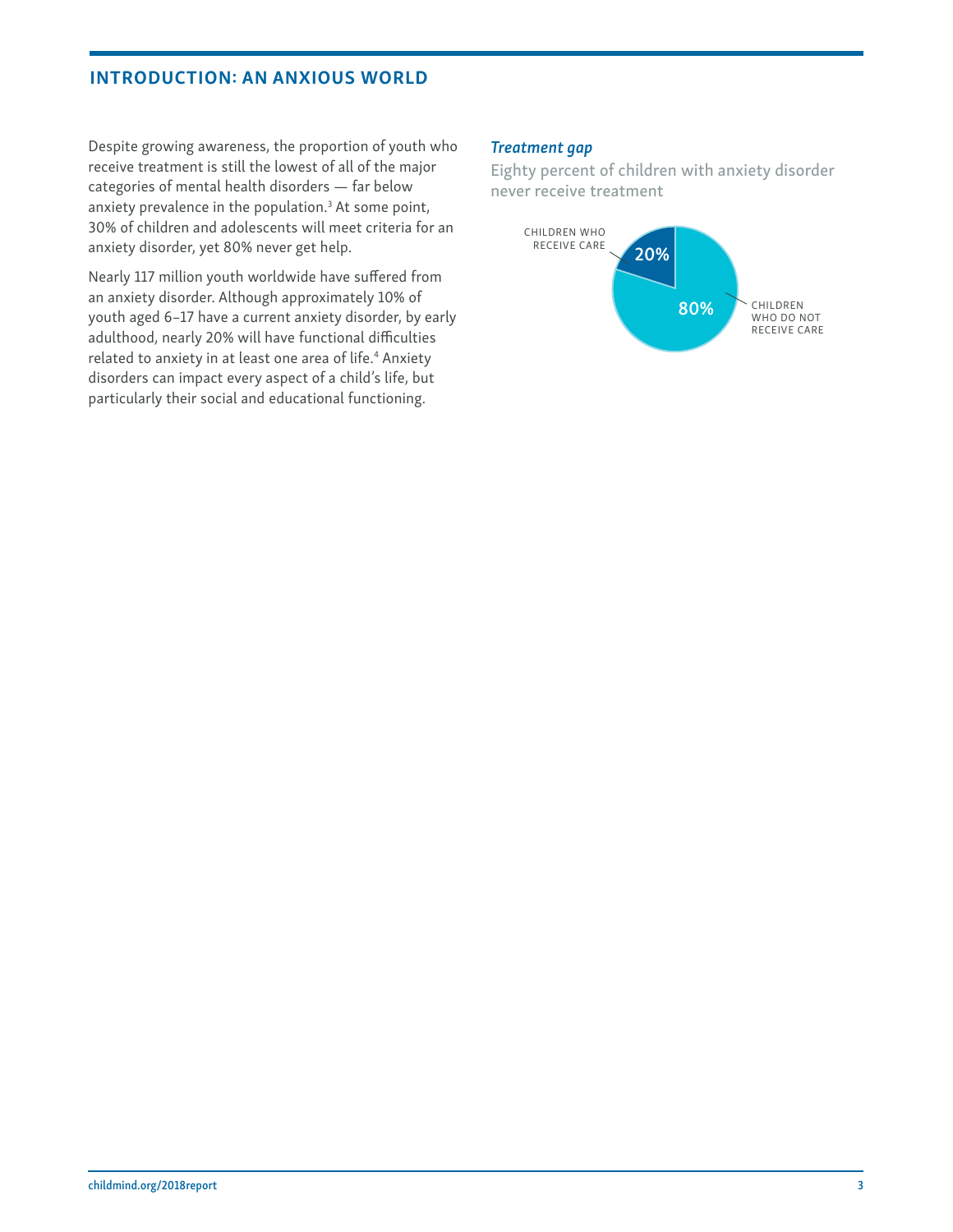## INTRODUCTION: AN ANXIOUS WORLD

Despite growing awareness, the proportion of youth who receive treatment is still the lowest of all of the major categories of mental health disorders — far below anxiety prevalence in the population.[3] At some point, 30% of children and adolescents will meet criteria for an anxiety disorder, yet 80% never get help.

Nearly 117 million youth worldwide have suffered from an anxiety disorder. Although approximately 10% of youth aged 6–17 have a current anxiety disorder, by early adulthood, nearly 20% will have functional difficulties related to anxiety in at least one area of life.[4] Anxiety disorders can impact every aspect of a child's life, but particularly their social and educational functioning.

### *Treatment gap*

Eighty percent of children with anxiety disorder never receive treatment

CHILDREN WHO RECEIVE CARE: 20%

CHILDREN WHO DO NOT RECEIVE CARE: 80%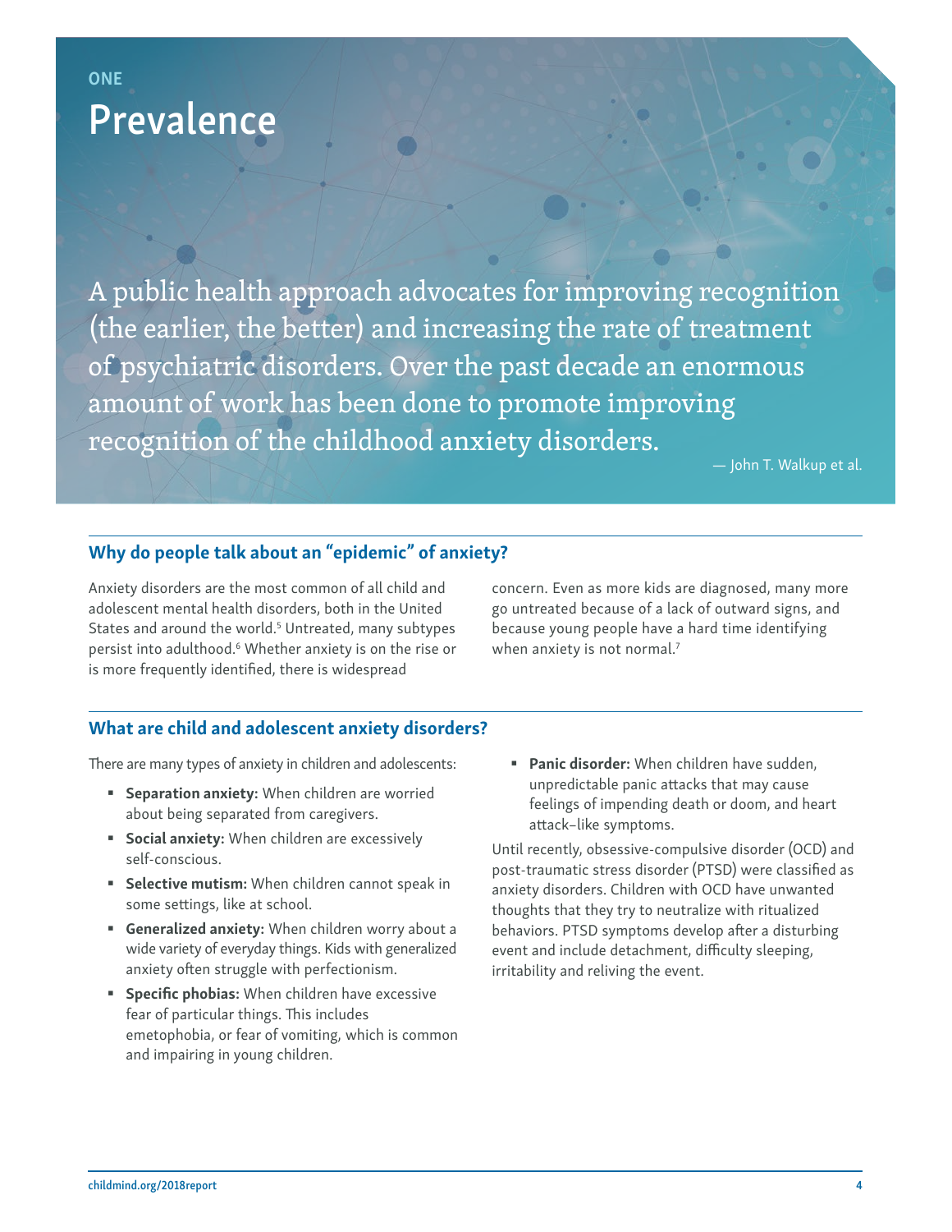ONE

# Prevalence

> A public health approach advocates for improving recognition (the earlier, the better) and increasing the rate of treatment of psychiatric disorders. Over the past decade an enormous amount of work has been done to promote improving recognition of the childhood anxiety disorders.
>
> — John T. Walkup et al.

## Why do people talk about an "epidemic" of anxiety?

Anxiety disorders are the most common of all child and adolescent mental health disorders, both in the United States and around the world.[5] Untreated, many subtypes persist into adulthood.[6] Whether anxiety is on the rise or is more frequently identified, there is widespread concern. Even as more kids are diagnosed, many more go untreated because of a lack of outward signs, and because young people have a hard time identifying when anxiety is not normal.[7]

## What are child and adolescent anxiety disorders?

There are many types of anxiety in children and adolescents:

- **Separation anxiety:** When children are worried about being separated from caregivers.
- **Social anxiety:** When children are excessively self-conscious.
- **Selective mutism:** When children cannot speak in some settings, like at school.
- **Generalized anxiety:** When children worry about a wide variety of everyday things. Kids with generalized anxiety often struggle with perfectionism.
- **Specific phobias:** When children have excessive fear of particular things. This includes emetophobia, or fear of vomiting, which is common and impairing in young children.
- **Panic disorder:** When children have sudden, unpredictable panic attacks that may cause feelings of impending death or doom, and heart attack–like symptoms.

Until recently, obsessive-compulsive disorder (OCD) and post-traumatic stress disorder (PTSD) were classified as anxiety disorders. Children with OCD have unwanted thoughts that they try to neutralize with ritualized behaviors. PTSD symptoms develop after a disturbing event and include detachment, difficulty sleeping, irritability and reliving the event.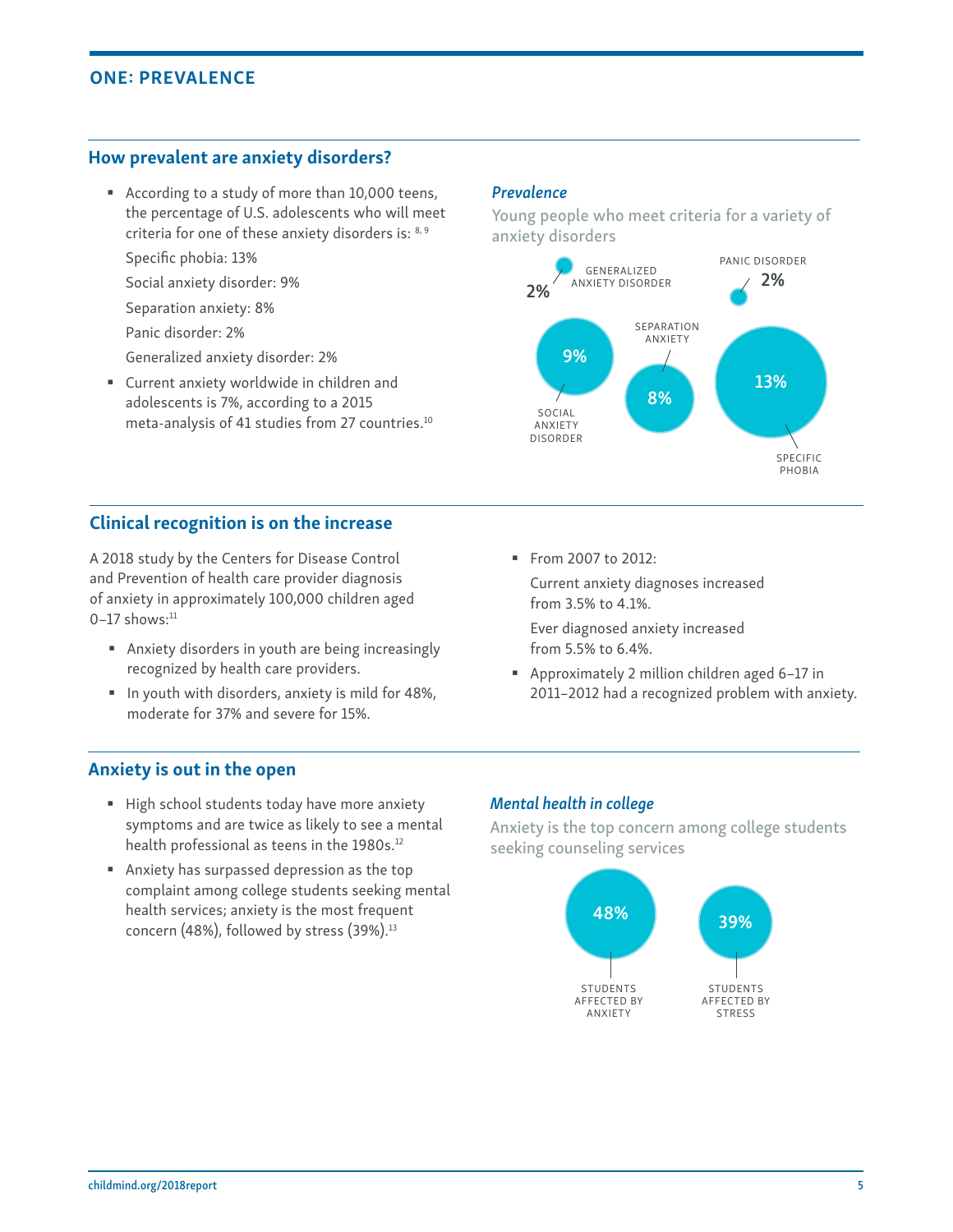## ONE: PREVALENCE

### How prevalent are anxiety disorders?

- According to a study of more than 10,000 teens, the percentage of U.S. adolescents who will meet criteria for one of these anxiety disorders is: [8, 9]

  Specific phobia: 13%

  Social anxiety disorder: 9%

  Separation anxiety: 8%

  Panic disorder: 2%

  Generalized anxiety disorder: 2%

- Current anxiety worldwide in children and adolescents is 7%, according to a 2015 meta-analysis of 41 studies from 27 countries.[10]

*Prevalence*

Young people who meet criteria for a variety of anxiety disorders

2% GENERALIZED ANXIETY DISORDER

2% PANIC DISORDER

9% SOCIAL ANXIETY DISORDER

8% SEPARATION ANXIETY

13% SPECIFIC PHOBIA

### Clinical recognition is on the increase

A 2018 study by the Centers for Disease Control and Prevention of health care provider diagnosis of anxiety in approximately 100,000 children aged 0–17 shows:[11]

- Anxiety disorders in youth are being increasingly recognized by health care providers.
- In youth with disorders, anxiety is mild for 48%, moderate for 37% and severe for 15%.
- From 2007 to 2012:

  Current anxiety diagnoses increased from 3.5% to 4.1%.

  Ever diagnosed anxiety increased from 5.5% to 6.4%.
- Approximately 2 million children aged 6–17 in 2011–2012 had a recognized problem with anxiety.

### Anxiety is out in the open

- High school students today have more anxiety symptoms and are twice as likely to see a mental health professional as teens in the 1980s.[12]
- Anxiety has surpassed depression as the top complaint among college students seeking mental health services; anxiety is the most frequent concern (48%), followed by stress (39%).[13]

*Mental health in college*

Anxiety is the top concern among college students seeking counseling services

48% STUDENTS AFFECTED BY ANXIETY

39% STUDENTS AFFECTED BY STRESS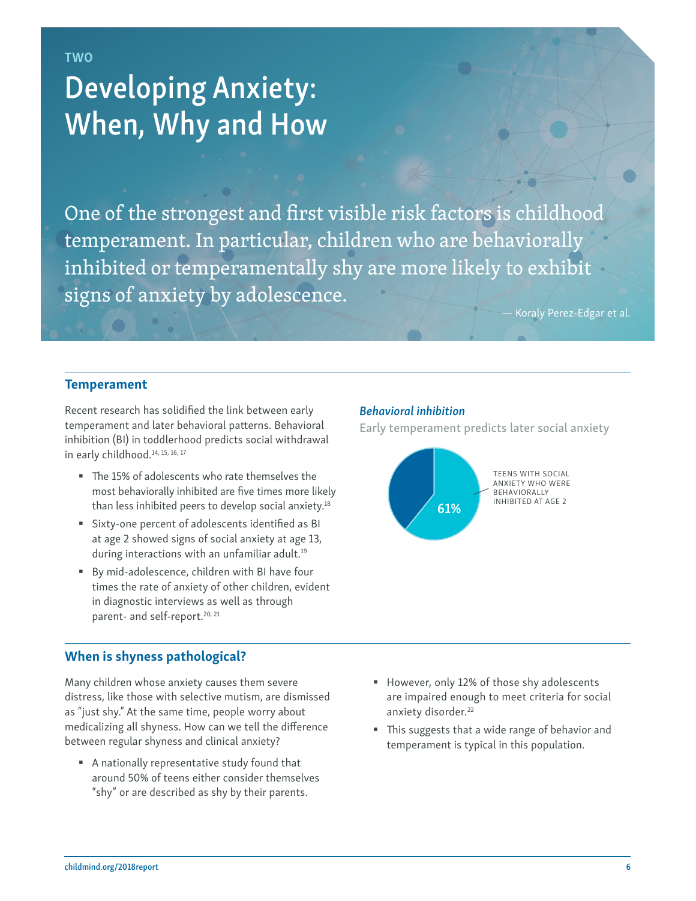TWO

# Developing Anxiety: When, Why and How

> One of the strongest and first visible risk factors is childhood temperament. In particular, children who are behaviorally inhibited or temperamentally shy are more likely to exhibit signs of anxiety by adolescence.
>
> — Koraly Perez-Edgar et al.

## Temperament

Recent research has solidified the link between early temperament and later behavioral patterns. Behavioral inhibition (BI) in toddlerhood predicts social withdrawal in early childhood.[14, 15, 16, 17]

- The 15% of adolescents who rate themselves the most behaviorally inhibited are five times more likely than less inhibited peers to develop social anxiety.[18]
- Sixty-one percent of adolescents identified as BI at age 2 showed signs of social anxiety at age 13, during interactions with an unfamiliar adult.[19]
- By mid-adolescence, children with BI have four times the rate of anxiety of other children, evident in diagnostic interviews as well as through parent- and self-report.[20, 21]

### *Behavioral inhibition*

Early temperament predicts later social anxiety

61% — TEENS WITH SOCIAL ANXIETY WHO WERE BEHAVIORALLY INHIBITED AT AGE 2

## When is shyness pathological?

Many children whose anxiety causes them severe distress, like those with selective mutism, are dismissed as "just shy." At the same time, people worry about medicalizing all shyness. How can we tell the difference between regular shyness and clinical anxiety?

- A nationally representative study found that around 50% of teens either consider themselves "shy" or are described as shy by their parents.
- However, only 12% of those shy adolescents are impaired enough to meet criteria for social anxiety disorder.[22]
- This suggests that a wide range of behavior and temperament is typical in this population.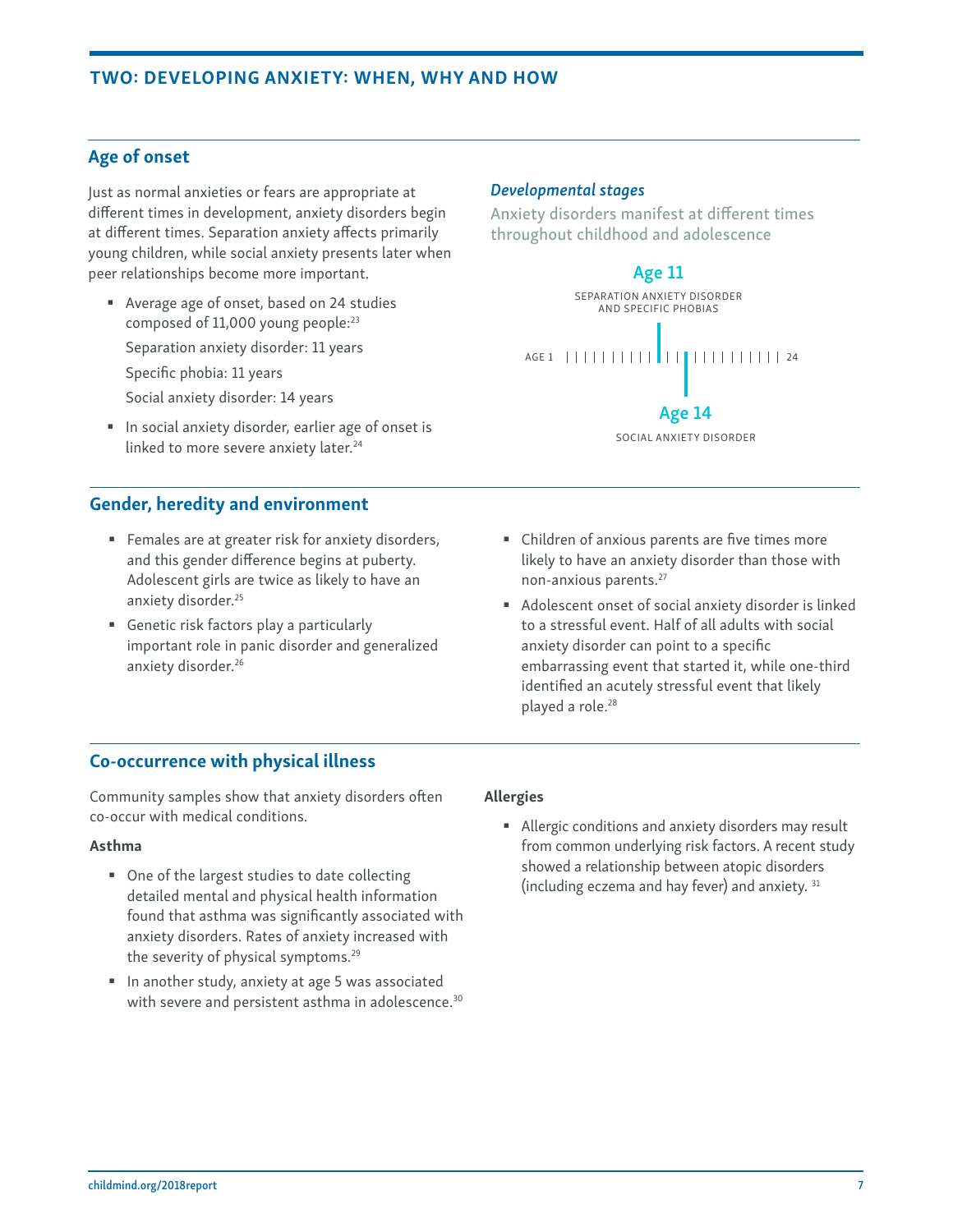## TWO: DEVELOPING ANXIETY: WHEN, WHY AND HOW

### Age of onset

Just as normal anxieties or fears are appropriate at different times in development, anxiety disorders begin at different times. Separation anxiety affects primarily young children, while social anxiety presents later when peer relationships become more important.

- Average age of onset, based on 24 studies composed of 11,000 young people:[23]

  Separation anxiety disorder: 11 years

  Specific phobia: 11 years

  Social anxiety disorder: 14 years

- In social anxiety disorder, earlier age of onset is linked to more severe anxiety later.[24]

*Developmental stages*

Anxiety disorders manifest at different times throughout childhood and adolescence

Age 11

SEPARATION ANXIETY DISORDER AND SPECIFIC PHOBIAS

AGE 1 — 24

Age 14

SOCIAL ANXIETY DISORDER

### Gender, heredity and environment

- Females are at greater risk for anxiety disorders, and this gender difference begins at puberty. Adolescent girls are twice as likely to have an anxiety disorder.[25]
- Genetic risk factors play a particularly important role in panic disorder and generalized anxiety disorder.[26]
- Children of anxious parents are five times more likely to have an anxiety disorder than those with non-anxious parents.[27]
- Adolescent onset of social anxiety disorder is linked to a stressful event. Half of all adults with social anxiety disorder can point to a specific embarrassing event that started it, while one-third identified an acutely stressful event that likely played a role.[28]

### Co-occurrence with physical illness

Community samples show that anxiety disorders often co-occur with medical conditions.

**Asthma**

- One of the largest studies to date collecting detailed mental and physical health information found that asthma was significantly associated with anxiety disorders. Rates of anxiety increased with the severity of physical symptoms.[29]
- In another study, anxiety at age 5 was associated with severe and persistent asthma in adolescence.[30]

**Allergies**

- Allergic conditions and anxiety disorders may result from common underlying risk factors. A recent study showed a relationship between atopic disorders (including eczema and hay fever) and anxiety.[31]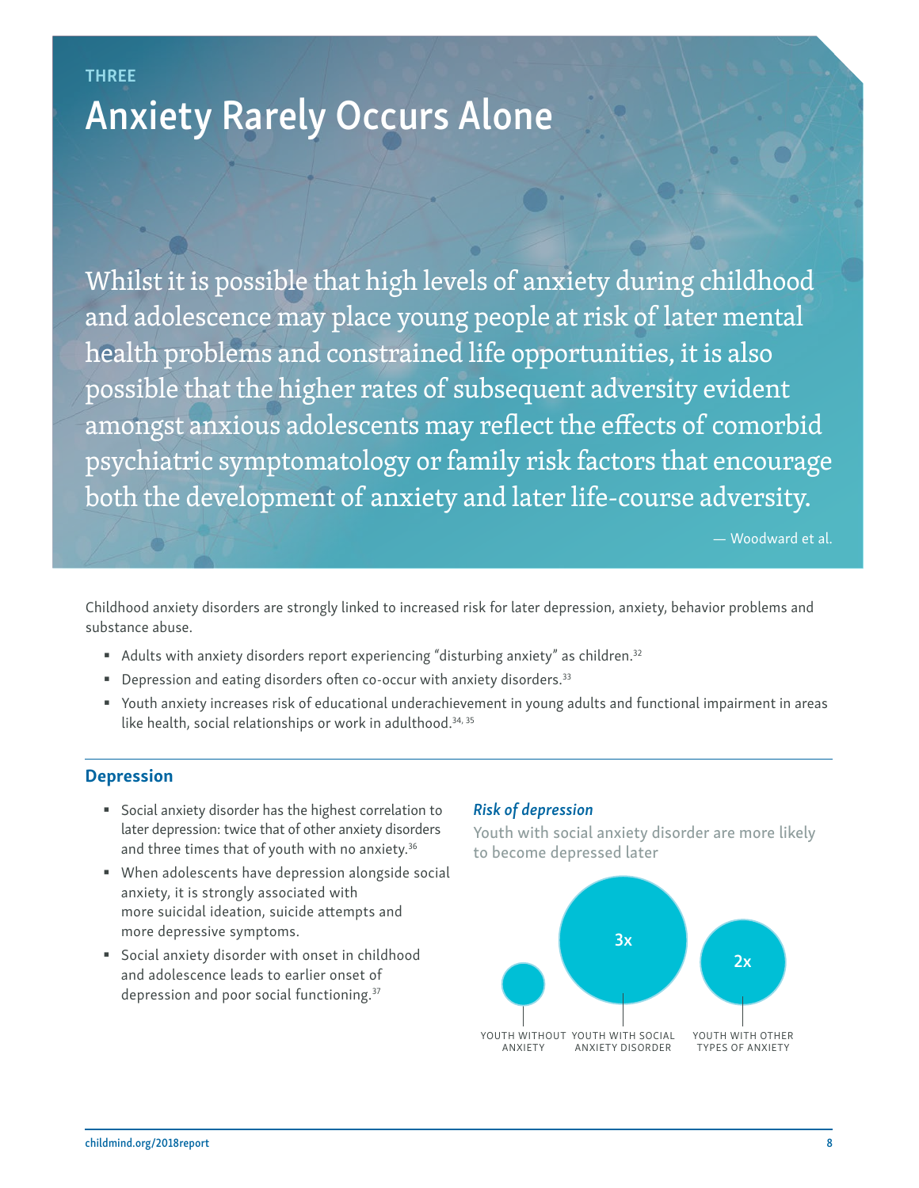THREE

# Anxiety Rarely Occurs Alone

> Whilst it is possible that high levels of anxiety during childhood and adolescence may place young people at risk of later mental health problems and constrained life opportunities, it is also possible that the higher rates of subsequent adversity evident amongst anxious adolescents may reflect the effects of comorbid psychiatric symptomatology or family risk factors that encourage both the development of anxiety and later life-course adversity.
>
> — Woodward et al.

Childhood anxiety disorders are strongly linked to increased risk for later depression, anxiety, behavior problems and substance abuse.

- Adults with anxiety disorders report experiencing "disturbing anxiety" as children.[32]
- Depression and eating disorders often co-occur with anxiety disorders.[33]
- Youth anxiety increases risk of educational underachievement in young adults and functional impairment in areas like health, social relationships or work in adulthood.[34, 35]

## Depression

- Social anxiety disorder has the highest correlation to later depression: twice that of other anxiety disorders and three times that of youth with no anxiety.[36]
- When adolescents have depression alongside social anxiety, it is strongly associated with more suicidal ideation, suicide attempts and more depressive symptoms.
- Social anxiety disorder with onset in childhood and adolescence leads to earlier onset of depression and poor social functioning.[37]

### *Risk of depression*

Youth with social anxiety disorder are more likely to become depressed later

| YOUTH WITHOUT ANXIETY | YOUTH WITH SOCIAL ANXIETY DISORDER | YOUTH WITH OTHER TYPES OF ANXIETY |
|---|---|---|
| | 3x | 2x |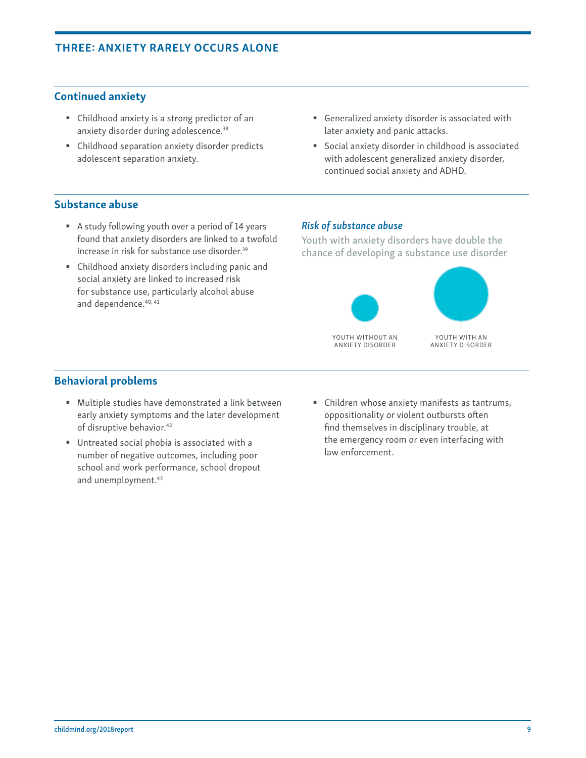## THREE: ANXIETY RARELY OCCURS ALONE

### Continued anxiety

- Childhood anxiety is a strong predictor of an anxiety disorder during adolescence.[38]
- Childhood separation anxiety disorder predicts adolescent separation anxiety.
- Generalized anxiety disorder is associated with later anxiety and panic attacks.
- Social anxiety disorder in childhood is associated with adolescent generalized anxiety disorder, continued social anxiety and ADHD.

### Substance abuse

- A study following youth over a period of 14 years found that anxiety disorders are linked to a twofold increase in risk for substance use disorder.[39]
- Childhood anxiety disorders including panic and social anxiety are linked to increased risk for substance use, particularly alcohol abuse and dependence.[40, 41]

#### *Risk of substance abuse*

Youth with anxiety disorders have double the chance of developing a substance use disorder

YOUTH WITHOUT AN ANXIETY DISORDER

YOUTH WITH AN ANXIETY DISORDER

### Behavioral problems

- Multiple studies have demonstrated a link between early anxiety symptoms and the later development of disruptive behavior.[42]
- Untreated social phobia is associated with a number of negative outcomes, including poor school and work performance, school dropout and unemployment.[43]
- Children whose anxiety manifests as tantrums, oppositionality or violent outbursts often find themselves in disciplinary trouble, at the emergency room or even interfacing with law enforcement.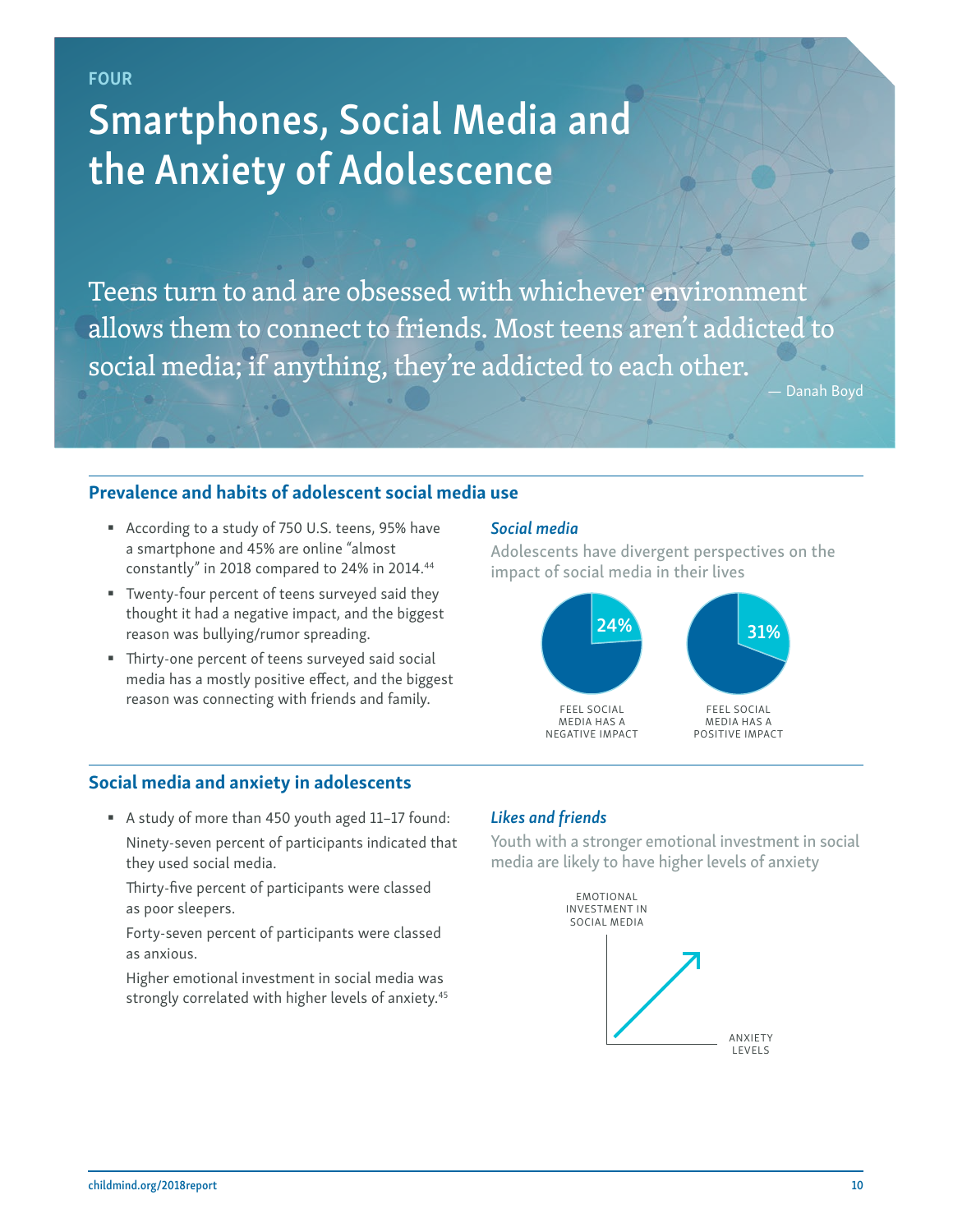FOUR

# Smartphones, Social Media and the Anxiety of Adolescence

Teens turn to and are obsessed with whichever environment allows them to connect to friends. Most teens aren't addicted to social media; if anything, they're addicted to each other.

— Danah Boyd

## Prevalence and habits of adolescent social media use

- According to a study of 750 U.S. teens, 95% have a smartphone and 45% are online "almost constantly" in 2018 compared to 24% in 2014.[44]
- Twenty-four percent of teens surveyed said they thought it had a negative impact, and the biggest reason was bullying/rumor spreading.
- Thirty-one percent of teens surveyed said social media has a mostly positive effect, and the biggest reason was connecting with friends and family.

### *Social media*

Adolescents have divergent perspectives on the impact of social media in their lives

24% — FEEL SOCIAL MEDIA HAS A NEGATIVE IMPACT

31% — FEEL SOCIAL MEDIA HAS A POSITIVE IMPACT

## Social media and anxiety in adolescents

- A study of more than 450 youth aged 11–17 found:

  Ninety-seven percent of participants indicated that they used social media.

  Thirty-five percent of participants were classed as poor sleepers.

  Forty-seven percent of participants were classed as anxious.

  Higher emotional investment in social media was strongly correlated with higher levels of anxiety.[45]

### *Likes and friends*

Youth with a stronger emotional investment in social media are likely to have higher levels of anxiety

EMOTIONAL INVESTMENT IN SOCIAL MEDIA

ANXIETY LEVELS

childmind.org/2018report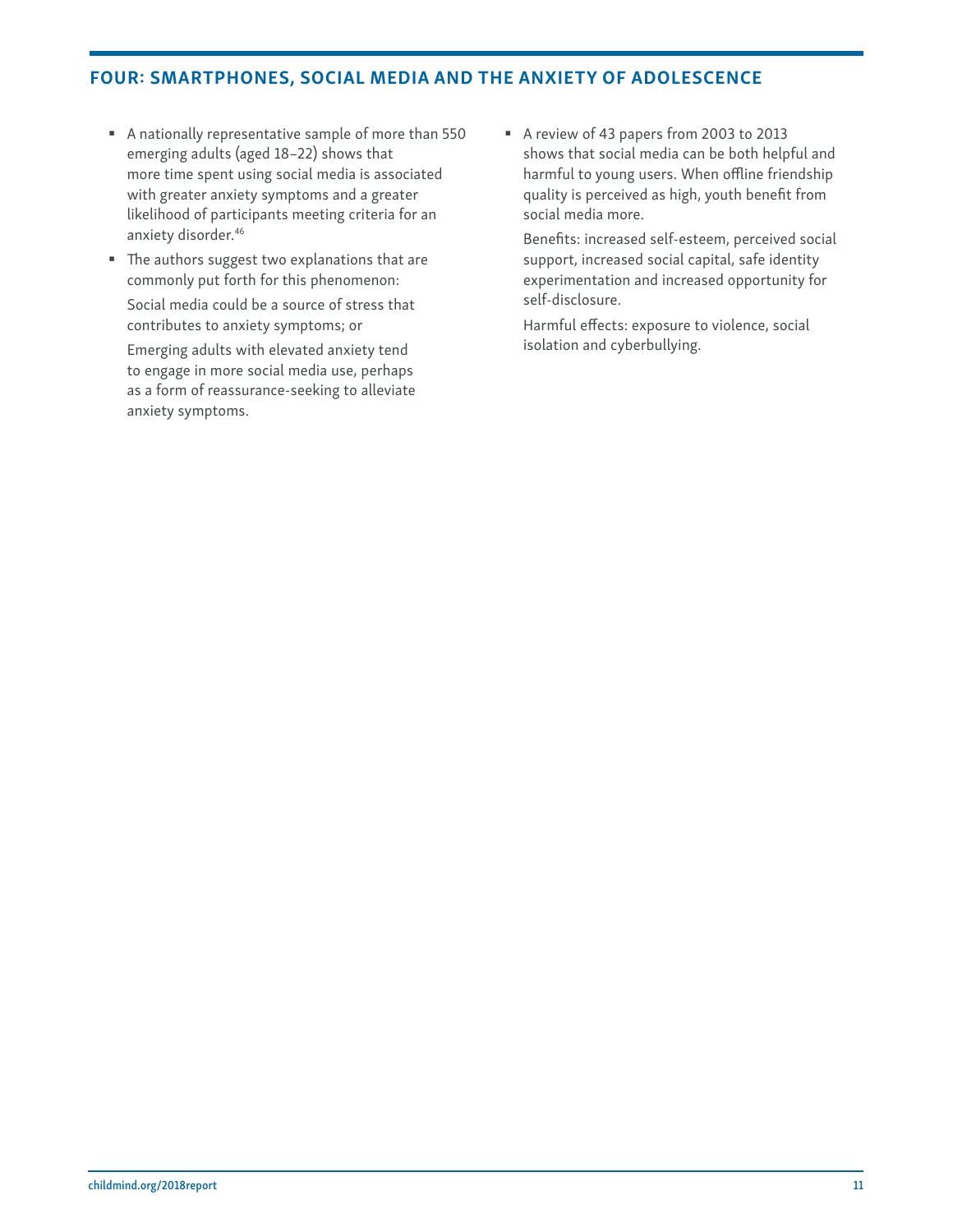## FOUR: SMARTPHONES, SOCIAL MEDIA AND THE ANXIETY OF ADOLESCENCE

- A nationally representative sample of more than 550 emerging adults (aged 18–22) shows that more time spent using social media is associated with greater anxiety symptoms and a greater likelihood of participants meeting criteria for an anxiety disorder.[46]
- The authors suggest two explanations that are commonly put forth for this phenomenon:

  Social media could be a source of stress that contributes to anxiety symptoms; or

  Emerging adults with elevated anxiety tend to engage in more social media use, perhaps as a form of reassurance-seeking to alleviate anxiety symptoms.
- A review of 43 papers from 2003 to 2013 shows that social media can be both helpful and harmful to young users. When offline friendship quality is perceived as high, youth benefit from social media more.

  Benefits: increased self-esteem, perceived social support, increased social capital, safe identity experimentation and increased opportunity for self-disclosure.

  Harmful effects: exposure to violence, social isolation and cyberbullying.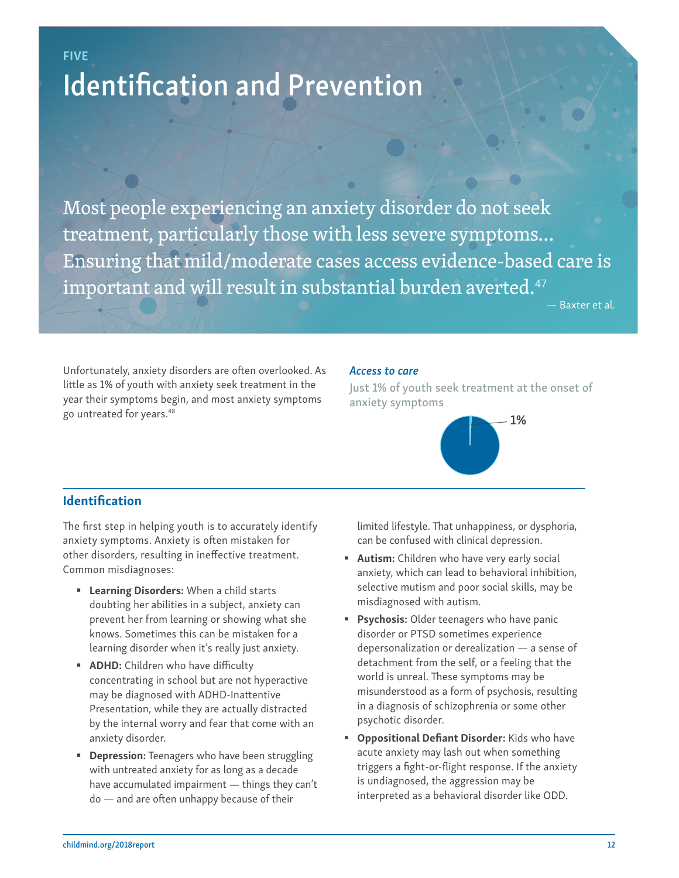FIVE

# Identification and Prevention

> Most people experiencing an anxiety disorder do not seek treatment, particularly those with less severe symptoms... Ensuring that mild/moderate cases access evidence-based care is important and will result in substantial burden averted.[47]
>
> — Baxter et al.

Unfortunately, anxiety disorders are often overlooked. As little as 1% of youth with anxiety seek treatment in the year their symptoms begin, and most anxiety symptoms go untreated for years.[48]

***Access to care***

Just 1% of youth seek treatment at the onset of anxiety symptoms

1%

## Identification

The first step in helping youth is to accurately identify anxiety symptoms. Anxiety is often mistaken for other disorders, resulting in ineffective treatment. Common misdiagnoses:

- **Learning Disorders:** When a child starts doubting her abilities in a subject, anxiety can prevent her from learning or showing what she knows. Sometimes this can be mistaken for a learning disorder when it's really just anxiety.
- **ADHD:** Children who have difficulty concentrating in school but are not hyperactive may be diagnosed with ADHD-Inattentive Presentation, while they are actually distracted by the internal worry and fear that come with an anxiety disorder.
- **Depression:** Teenagers who have been struggling with untreated anxiety for as long as a decade have accumulated impairment — things they can't do — and are often unhappy because of their limited lifestyle. That unhappiness, or dysphoria, can be confused with clinical depression.
- **Autism:** Children who have very early social anxiety, which can lead to behavioral inhibition, selective mutism and poor social skills, may be misdiagnosed with autism.
- **Psychosis:** Older teenagers who have panic disorder or PTSD sometimes experience depersonalization or derealization — a sense of detachment from the self, or a feeling that the world is unreal. These symptoms may be misunderstood as a form of psychosis, resulting in a diagnosis of schizophrenia or some other psychotic disorder.
- **Oppositional Defiant Disorder:** Kids who have acute anxiety may lash out when something triggers a fight-or-flight response. If the anxiety is undiagnosed, the aggression may be interpreted as a behavioral disorder like ODD.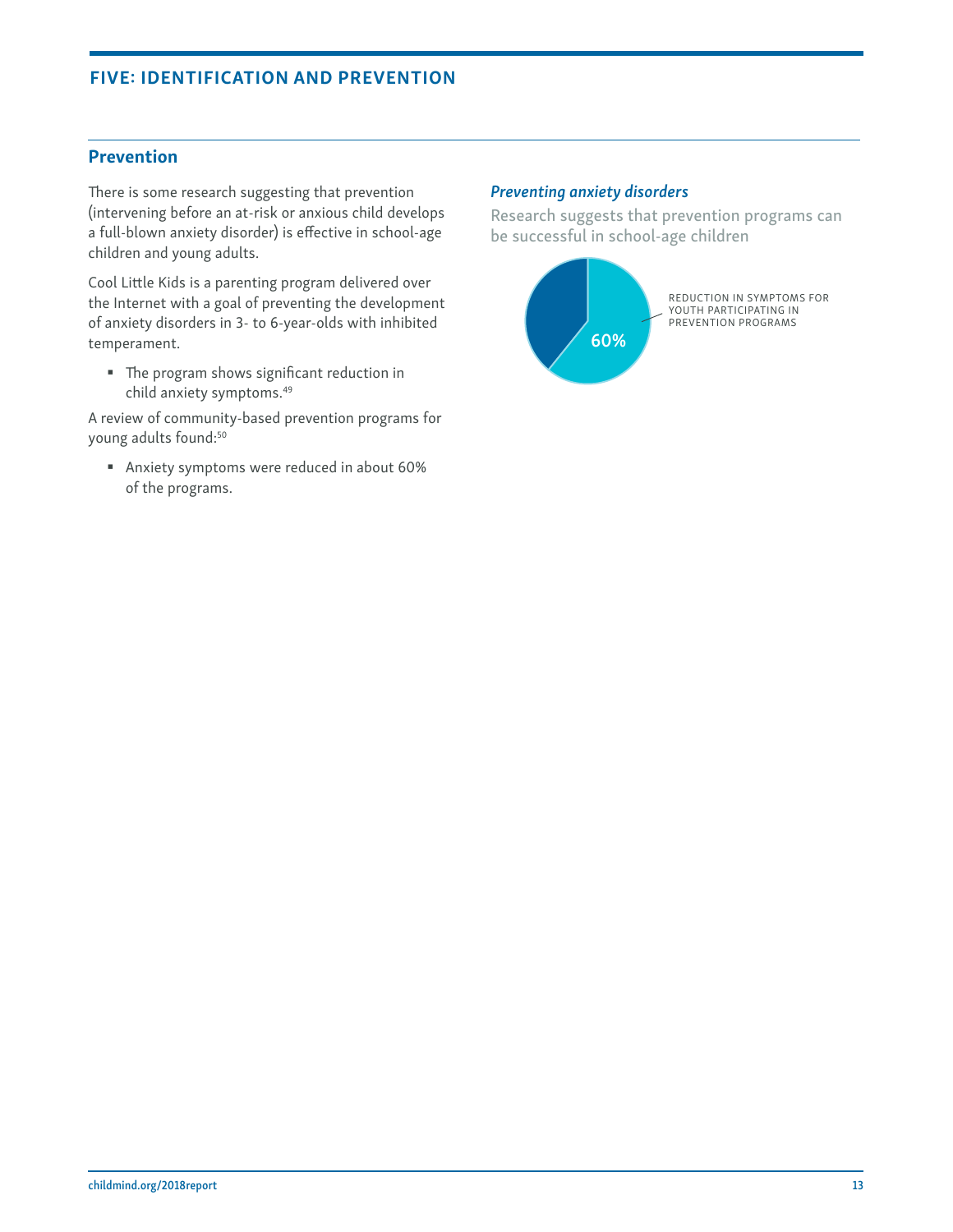## FIVE: IDENTIFICATION AND PREVENTION

### Prevention

There is some research suggesting that prevention (intervening before an at-risk or anxious child develops a full-blown anxiety disorder) is effective in school-age children and young adults.

Cool Little Kids is a parenting program delivered over the Internet with a goal of preventing the development of anxiety disorders in 3- to 6-year-olds with inhibited temperament.

- The program shows significant reduction in child anxiety symptoms.[49]

A review of community-based prevention programs for young adults found:[50]

- Anxiety symptoms were reduced in about 60% of the programs.

#### *Preventing anxiety disorders*

Research suggests that prevention programs can be successful in school-age children

60%

REDUCTION IN SYMPTOMS FOR YOUTH PARTICIPATING IN PREVENTION PROGRAMS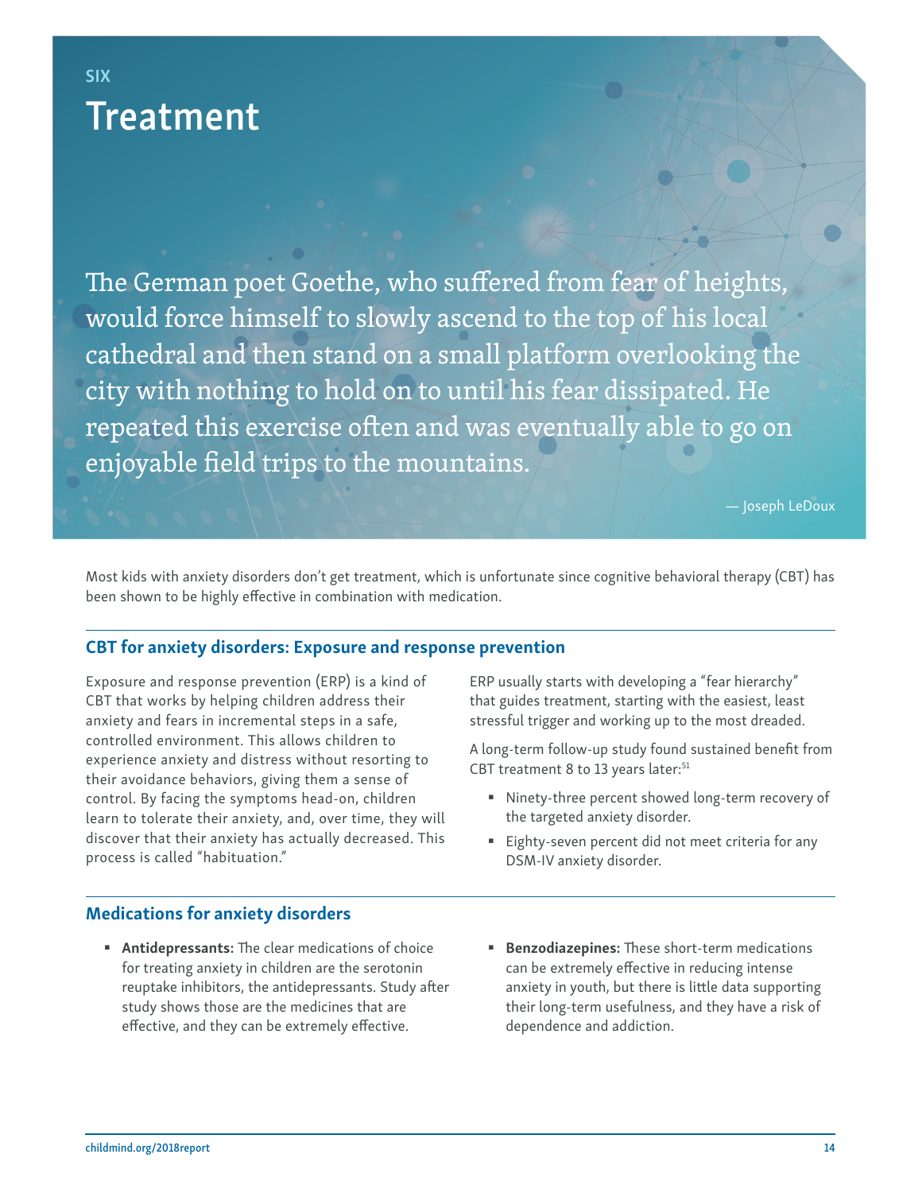SIX

# Treatment

> The German poet Goethe, who suffered from fear of heights, would force himself to slowly ascend to the top of his local cathedral and then stand on a small platform overlooking the city with nothing to hold on to until his fear dissipated. He repeated this exercise often and was eventually able to go on enjoyable field trips to the mountains.
>
> — Joseph LeDoux

Most kids with anxiety disorders don't get treatment, which is unfortunate since cognitive behavioral therapy (CBT) has been shown to be highly effective in combination with medication.

## CBT for anxiety disorders: Exposure and response prevention

Exposure and response prevention (ERP) is a kind of CBT that works by helping children address their anxiety and fears in incremental steps in a safe, controlled environment. This allows children to experience anxiety and distress without resorting to their avoidance behaviors, giving them a sense of control. By facing the symptoms head-on, children learn to tolerate their anxiety, and, over time, they will discover that their anxiety has actually decreased. This process is called "habituation."

ERP usually starts with developing a "fear hierarchy" that guides treatment, starting with the easiest, least stressful trigger and working up to the most dreaded.

A long-term follow-up study found sustained benefit from CBT treatment 8 to 13 years later:[51]

- Ninety-three percent showed long-term recovery of the targeted anxiety disorder.
- Eighty-seven percent did not meet criteria for any DSM-IV anxiety disorder.

## Medications for anxiety disorders

- **Antidepressants:** The clear medications of choice for treating anxiety in children are the serotonin reuptake inhibitors, the antidepressants. Study after study shows those are the medicines that are effective, and they can be extremely effective.
- **Benzodiazepines:** These short-term medications can be extremely effective in reducing intense anxiety in youth, but there is little data supporting their long-term usefulness, and they have a risk of dependence and addiction.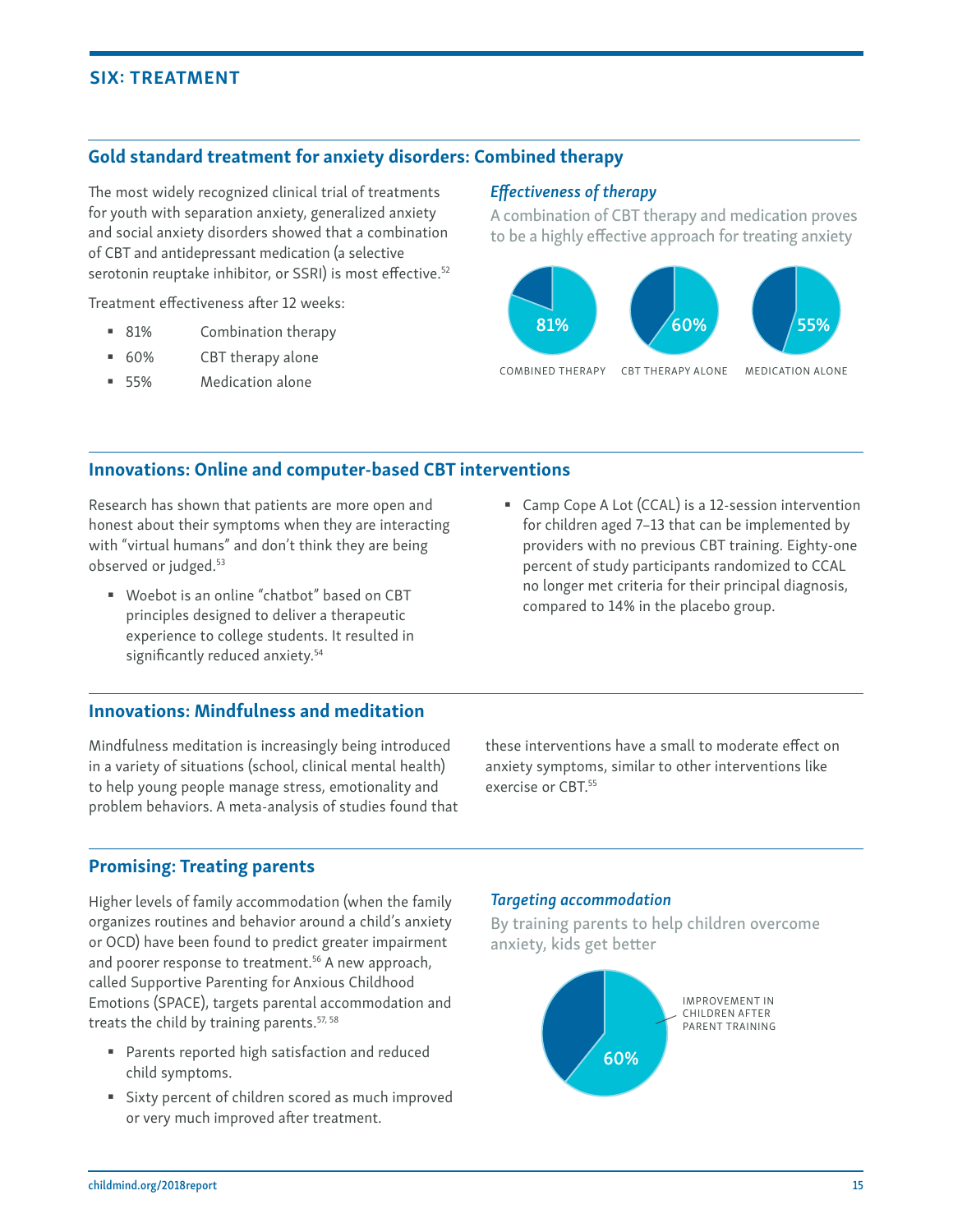## SIX: TREATMENT

### Gold standard treatment for anxiety disorders: Combined therapy

The most widely recognized clinical trial of treatments for youth with separation anxiety, generalized anxiety and social anxiety disorders showed that a combination of CBT and antidepressant medication (a selective serotonin reuptake inhibitor, or SSRI) is most effective.[52]

Treatment effectiveness after 12 weeks:

- 81% Combination therapy
- 60% CBT therapy alone
- 55% Medication alone

*Effectiveness of therapy*

A combination of CBT therapy and medication proves to be a highly effective approach for treating anxiety

81% COMBINED THERAPY

60% CBT THERAPY ALONE

55% MEDICATION ALONE

### Innovations: Online and computer-based CBT interventions

Research has shown that patients are more open and honest about their symptoms when they are interacting with "virtual humans" and don't think they are being observed or judged.[53]

- Woebot is an online "chatbot" based on CBT principles designed to deliver a therapeutic experience to college students. It resulted in significantly reduced anxiety.[54]
- Camp Cope A Lot (CCAL) is a 12-session intervention for children aged 7–13 that can be implemented by providers with no previous CBT training. Eighty-one percent of study participants randomized to CCAL no longer met criteria for their principal diagnosis, compared to 14% in the placebo group.

### Innovations: Mindfulness and meditation

Mindfulness meditation is increasingly being introduced in a variety of situations (school, clinical mental health) to help young people manage stress, emotionality and problem behaviors. A meta-analysis of studies found that these interventions have a small to moderate effect on anxiety symptoms, similar to other interventions like exercise or CBT.[55]

### Promising: Treating parents

Higher levels of family accommodation (when the family organizes routines and behavior around a child's anxiety or OCD) have been found to predict greater impairment and poorer response to treatment.[56] A new approach, called Supportive Parenting for Anxious Childhood Emotions (SPACE), targets parental accommodation and treats the child by training parents.[57, 58]

- Parents reported high satisfaction and reduced child symptoms.
- Sixty percent of children scored as much improved or very much improved after treatment.

*Targeting accommodation*

By training parents to help children overcome anxiety, kids get better

60% IMPROVEMENT IN CHILDREN AFTER PARENT TRAINING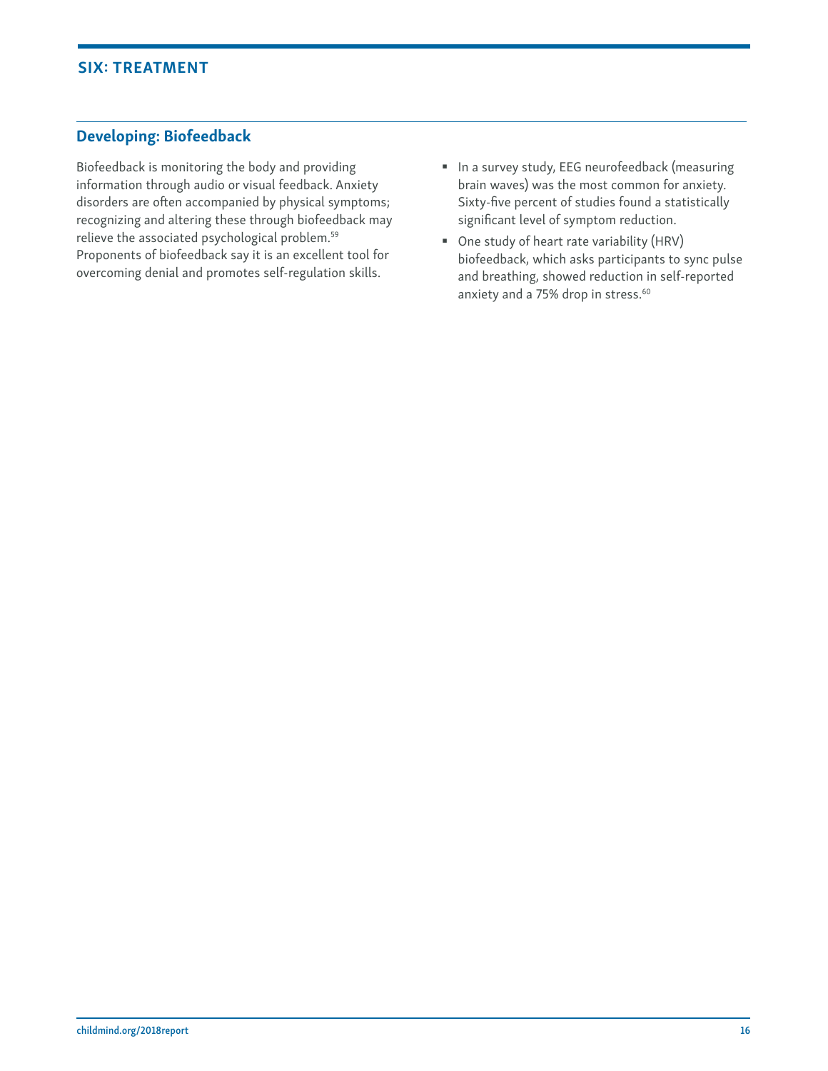## Developing: Biofeedback

Biofeedback is monitoring the body and providing information through audio or visual feedback. Anxiety disorders are often accompanied by physical symptoms; recognizing and altering these through biofeedback may relieve the associated psychological problem.[59] Proponents of biofeedback say it is an excellent tool for overcoming denial and promotes self-regulation skills.

- In a survey study, EEG neurofeedback (measuring brain waves) was the most common for anxiety. Sixty-five percent of studies found a statistically significant level of symptom reduction.
- One study of heart rate variability (HRV) biofeedback, which asks participants to sync pulse and breathing, showed reduction in self-reported anxiety and a 75% drop in stress.[60]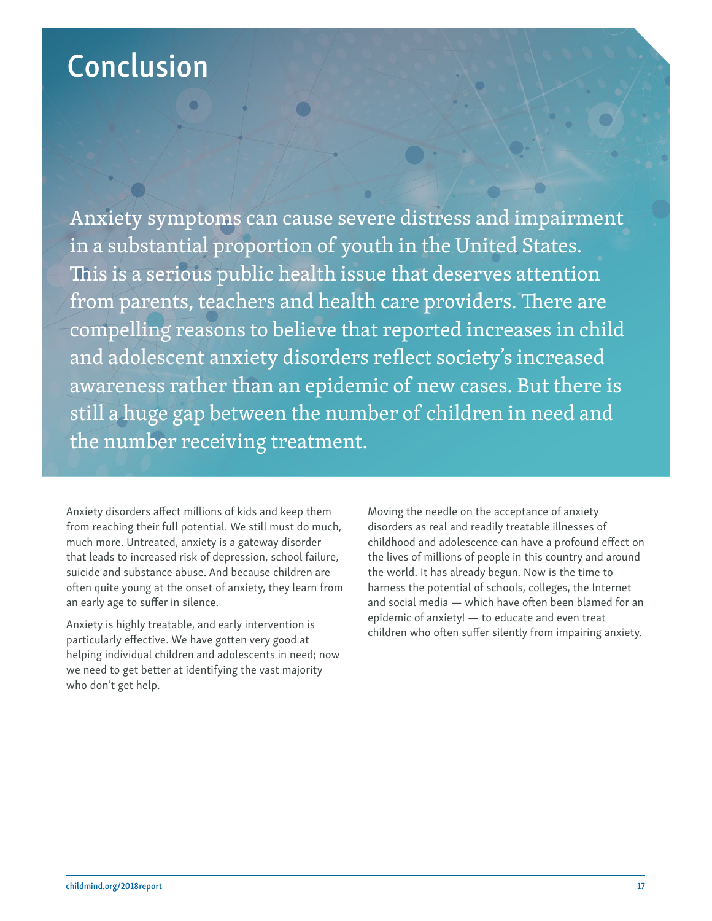# Conclusion

Anxiety symptoms can cause severe distress and impairment in a substantial proportion of youth in the United States. This is a serious public health issue that deserves attention from parents, teachers and health care providers. There are compelling reasons to believe that reported increases in child and adolescent anxiety disorders reflect society's increased awareness rather than an epidemic of new cases. But there is still a huge gap between the number of children in need and the number receiving treatment.

Anxiety disorders affect millions of kids and keep them from reaching their full potential. We still must do much, much more. Untreated, anxiety is a gateway disorder that leads to increased risk of depression, school failure, suicide and substance abuse. And because children are often quite young at the onset of anxiety, they learn from an early age to suffer in silence.

Anxiety is highly treatable, and early intervention is particularly effective. We have gotten very good at helping individual children and adolescents in need; now we need to get better at identifying the vast majority who don't get help.

Moving the needle on the acceptance of anxiety disorders as real and readily treatable illnesses of childhood and adolescence can have a profound effect on the lives of millions of people in this country and around the world. It has already begun. Now is the time to harness the potential of schools, colleges, the Internet and social media — which have often been blamed for an epidemic of anxiety! — to educate and even treat children who often suffer silently from impairing anxiety.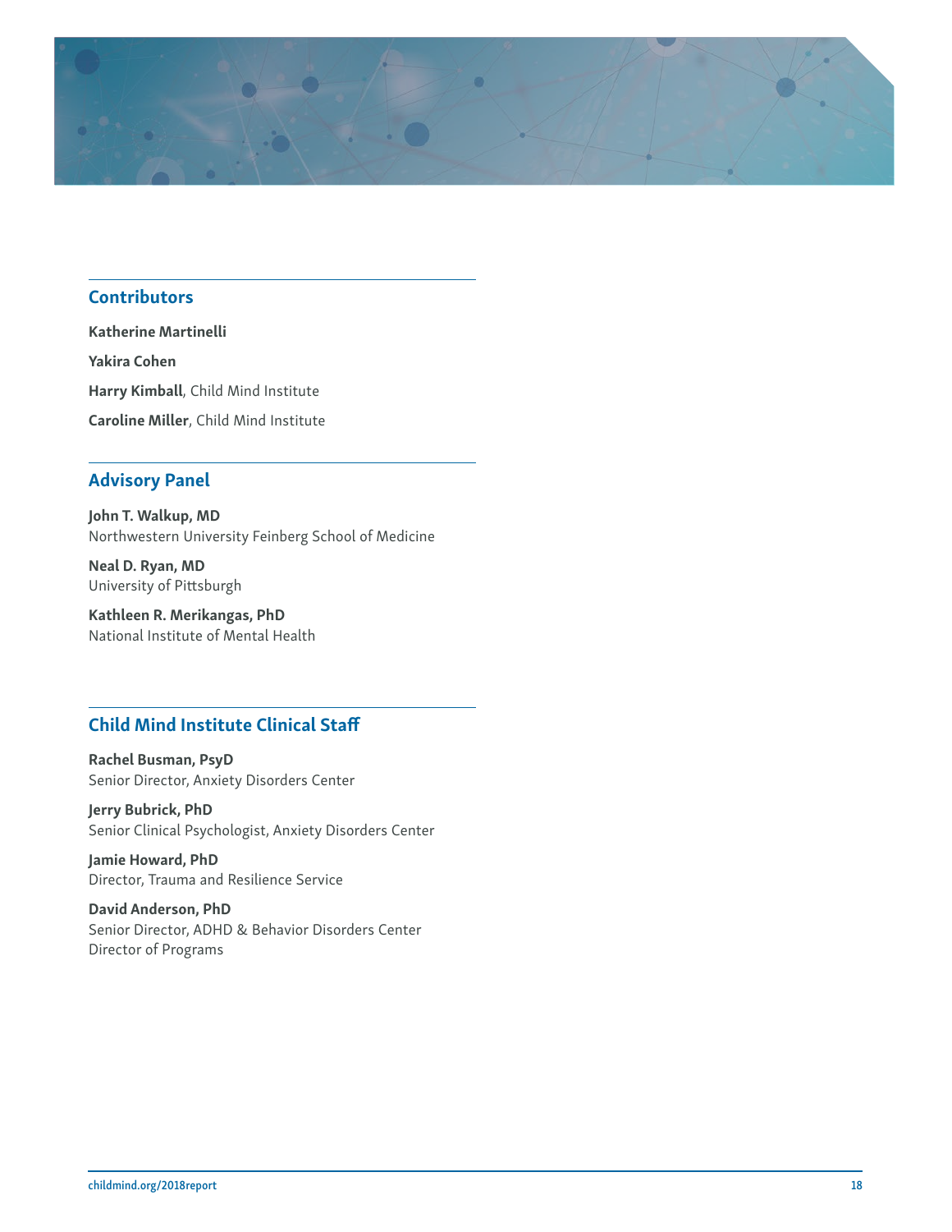## Contributors

**Katherine Martinelli**

**Yakira Cohen**

**Harry Kimball**, Child Mind Institute

**Caroline Miller**, Child Mind Institute

## Advisory Panel

**John T. Walkup, MD**
Northwestern University Feinberg School of Medicine

**Neal D. Ryan, MD**
University of Pittsburgh

**Kathleen R. Merikangas, PhD**
National Institute of Mental Health

## Child Mind Institute Clinical Staff

**Rachel Busman, PsyD**
Senior Director, Anxiety Disorders Center

**Jerry Bubrick, PhD**
Senior Clinical Psychologist, Anxiety Disorders Center

**Jamie Howard, PhD**
Director, Trauma and Resilience Service

**David Anderson, PhD**
Senior Director, ADHD & Behavior Disorders Center
Director of Programs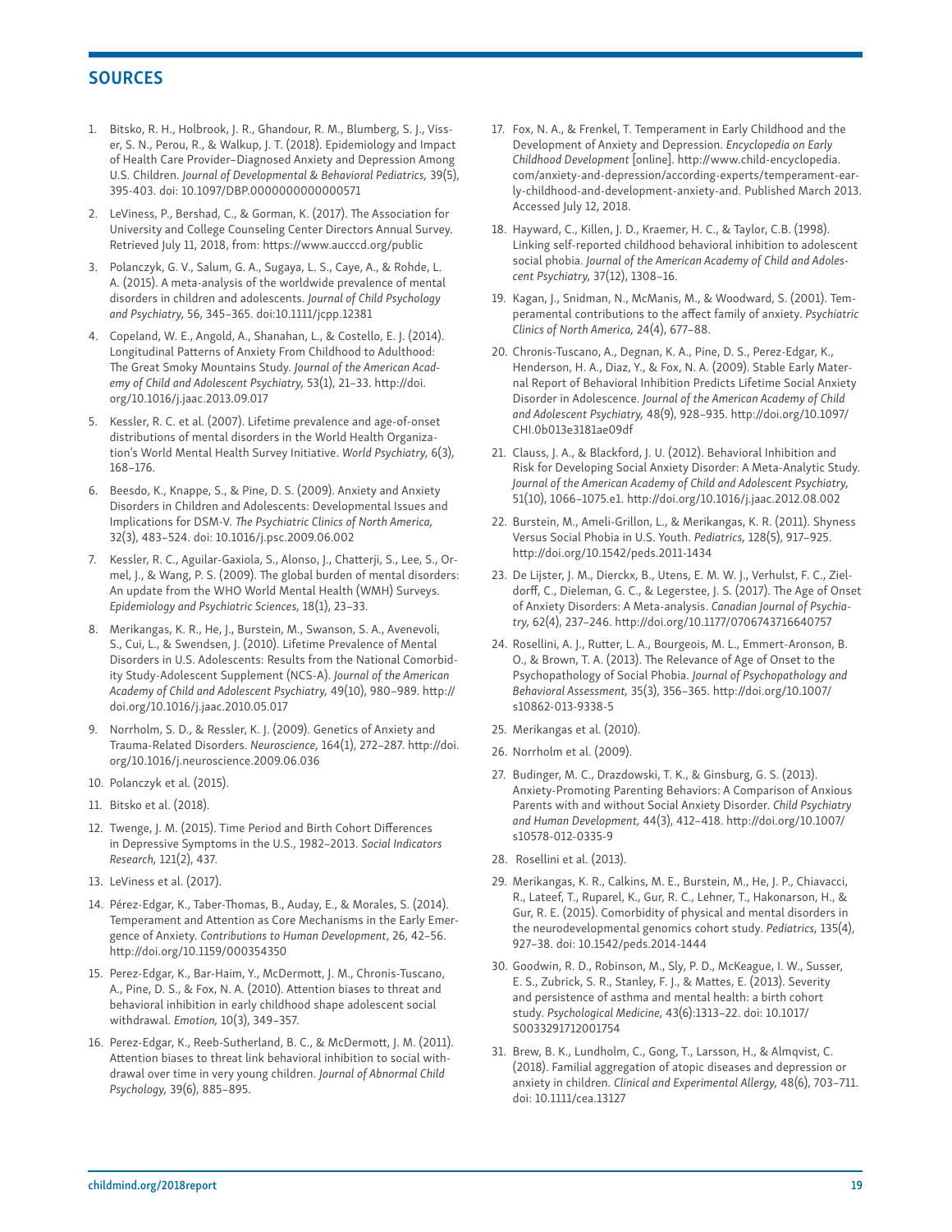## SOURCES

1. Bitsko, R. H., Holbrook, J. R., Ghandour, R. M., Blumberg, S. J., Visser, S. N., Perou, R., & Walkup, J. T. (2018). Epidemiology and Impact of Health Care Provider–Diagnosed Anxiety and Depression Among U.S. Children. *Journal of Developmental & Behavioral Pediatrics,* 39(5), 395-403. doi: 10.1097/DBP.0000000000000571

2. LeViness, P., Bershad, C., & Gorman, K. (2017). The Association for University and College Counseling Center Directors Annual Survey. Retrieved July 11, 2018, from: https://www.aucccd.org/public

3. Polanczyk, G. V., Salum, G. A., Sugaya, L. S., Caye, A., & Rohde, L. A. (2015). A meta-analysis of the worldwide prevalence of mental disorders in children and adolescents. *Journal of Child Psychology and Psychiatry,* 56, 345–365. doi:10.1111/jcpp.12381

4. Copeland, W. E., Angold, A., Shanahan, L., & Costello, E. J. (2014). Longitudinal Patterns of Anxiety From Childhood to Adulthood: The Great Smoky Mountains Study. *Journal of the American Academy of Child and Adolescent Psychiatry,* 53(1), 21–33. http://doi.org/10.1016/j.jaac.2013.09.017

5. Kessler, R. C. et al. (2007). Lifetime prevalence and age-of-onset distributions of mental disorders in the World Health Organization's World Mental Health Survey Initiative. *World Psychiatry,* 6(3), 168–176.

6. Beesdo, K., Knappe, S., & Pine, D. S. (2009). Anxiety and Anxiety Disorders in Children and Adolescents: Developmental Issues and Implications for DSM-V. *The Psychiatric Clinics of North America,* 32(3), 483–524. doi: 10.1016/j.psc.2009.06.002

7. Kessler, R. C., Aguilar-Gaxiola, S., Alonso, J., Chatterji, S., Lee, S., Ormel, J., & Wang, P. S. (2009). The global burden of mental disorders: An update from the WHO World Mental Health (WMH) Surveys. *Epidemiology and Psychiatric Sciences,* 18(1), 23–33.

8. Merikangas, K. R., He, J., Burstein, M., Swanson, S. A., Avenevoli, S., Cui, L., & Swendsen, J. (2010). Lifetime Prevalence of Mental Disorders in U.S. Adolescents: Results from the National Comorbidity Study-Adolescent Supplement (NCS-A). *Journal of the American Academy of Child and Adolescent Psychiatry,* 49(10), 980–989. http://doi.org/10.1016/j.jaac.2010.05.017

9. Norrholm, S. D., & Ressler, K. J. (2009). Genetics of Anxiety and Trauma-Related Disorders. *Neuroscience,* 164(1), 272–287. http://doi.org/10.1016/j.neuroscience.2009.06.036

10. Polanczyk et al. (2015).

11. Bitsko et al. (2018).

12. Twenge, J. M. (2015). Time Period and Birth Cohort Differences in Depressive Symptoms in the U.S., 1982–2013. *Social Indicators Research,* 121(2), 437.

13. LeViness et al. (2017).

14. Pérez-Edgar, K., Taber-Thomas, B., Auday, E., & Morales, S. (2014). Temperament and Attention as Core Mechanisms in the Early Emergence of Anxiety. *Contributions to Human Development*, 26, 42–56. http://doi.org/10.1159/000354350

15. Perez-Edgar, K., Bar-Haim, Y., McDermott, J. M., Chronis-Tuscano, A., Pine, D. S., & Fox, N. A. (2010). Attention biases to threat and behavioral inhibition in early childhood shape adolescent social withdrawal. *Emotion,* 10(3), 349–357.

16. Perez-Edgar, K., Reeb-Sutherland, B. C., & McDermott, J. M. (2011). Attention biases to threat link behavioral inhibition to social withdrawal over time in very young children. *Journal of Abnormal Child Psychology,* 39(6), 885–895.

17. Fox, N. A., & Frenkel, T. Temperament in Early Childhood and the Development of Anxiety and Depression. *Encyclopedia on Early Childhood Development* [online]. http://www.child-encyclopedia.com/anxiety-and-depression/according-experts/temperament-early-childhood-and-development-anxiety-and. Published March 2013. Accessed July 12, 2018.

18. Hayward, C., Killen, J. D., Kraemer, H. C., & Taylor, C.B. (1998). Linking self-reported childhood behavioral inhibition to adolescent social phobia. *Journal of the American Academy of Child and Adolescent Psychiatry,* 37(12), 1308–16.

19. Kagan, J., Snidman, N., McManis, M., & Woodward, S. (2001). Temperamental contributions to the affect family of anxiety. *Psychiatric Clinics of North America,* 24(4), 677–88.

20. Chronis-Tuscano, A., Degnan, K. A., Pine, D. S., Perez-Edgar, K., Henderson, H. A., Diaz, Y., & Fox, N. A. (2009). Stable Early Maternal Report of Behavioral Inhibition Predicts Lifetime Social Anxiety Disorder in Adolescence. *Journal of the American Academy of Child and Adolescent Psychiatry,* 48(9), 928–935. http://doi.org/10.1097/CHI.0b013e3181ae09df

21. Clauss, J. A., & Blackford, J. U. (2012). Behavioral Inhibition and Risk for Developing Social Anxiety Disorder: A Meta-Analytic Study. *Journal of the American Academy of Child and Adolescent Psychiatry,* 51(10), 1066–1075.e1. http://doi.org/10.1016/j.jaac.2012.08.002

22. Burstein, M., Ameli-Grillon, L., & Merikangas, K. R. (2011). Shyness Versus Social Phobia in U.S. Youth. *Pediatrics,* 128(5), 917–925. http://doi.org/10.1542/peds.2011-1434

23. De Lijster, J. M., Dierckx, B., Utens, E. M. W. J., Verhulst, F. C., Zieldorff, C., Dieleman, G. C., & Legerstee, J. S. (2017). The Age of Onset of Anxiety Disorders: A Meta-analysis. *Canadian Journal of Psychiatry,* 62(4), 237–246. http://doi.org/10.1177/0706743716640757

24. Rosellini, A. J., Rutter, L. A., Bourgeois, M. L., Emmert-Aronson, B. O., & Brown, T. A. (2013). The Relevance of Age of Onset to the Psychopathology of Social Phobia. *Journal of Psychopathology and Behavioral Assessment,* 35(3), 356–365. http://doi.org/10.1007/s10862-013-9338-5

25. Merikangas et al. (2010).

26. Norrholm et al. (2009).

27. Budinger, M. C., Drazdowski, T. K., & Ginsburg, G. S. (2013). Anxiety-Promoting Parenting Behaviors: A Comparison of Anxious Parents with and without Social Anxiety Disorder. *Child Psychiatry and Human Development,* 44(3), 412–418. http://doi.org/10.1007/s10578-012-0335-9

28. Rosellini et al. (2013).

29. Merikangas, K. R., Calkins, M. E., Burstein, M., He, J. P., Chiavacci, R., Lateef, T., Ruparel, K., Gur, R. C., Lehner, T., Hakonarson, H., & Gur, R. E. (2015). Comorbidity of physical and mental disorders in the neurodevelopmental genomics cohort study. *Pediatrics,* 135(4), 927–38. doi: 10.1542/peds.2014-1444

30. Goodwin, R. D., Robinson, M., Sly, P. D., McKeague, I. W., Susser, E. S., Zubrick, S. R., Stanley, F. J., & Mattes, E. (2013). Severity and persistence of asthma and mental health: a birth cohort study. *Psychological Medicine,* 43(6):1313–22. doi: 10.1017/S0033291712001754

31. Brew, B. K., Lundholm, C., Gong, T., Larsson, H., & Almqvist, C. (2018). Familial aggregation of atopic diseases and depression or anxiety in children. *Clinical and Experimental Allergy,* 48(6), 703–711. doi: 10.1111/cea.13127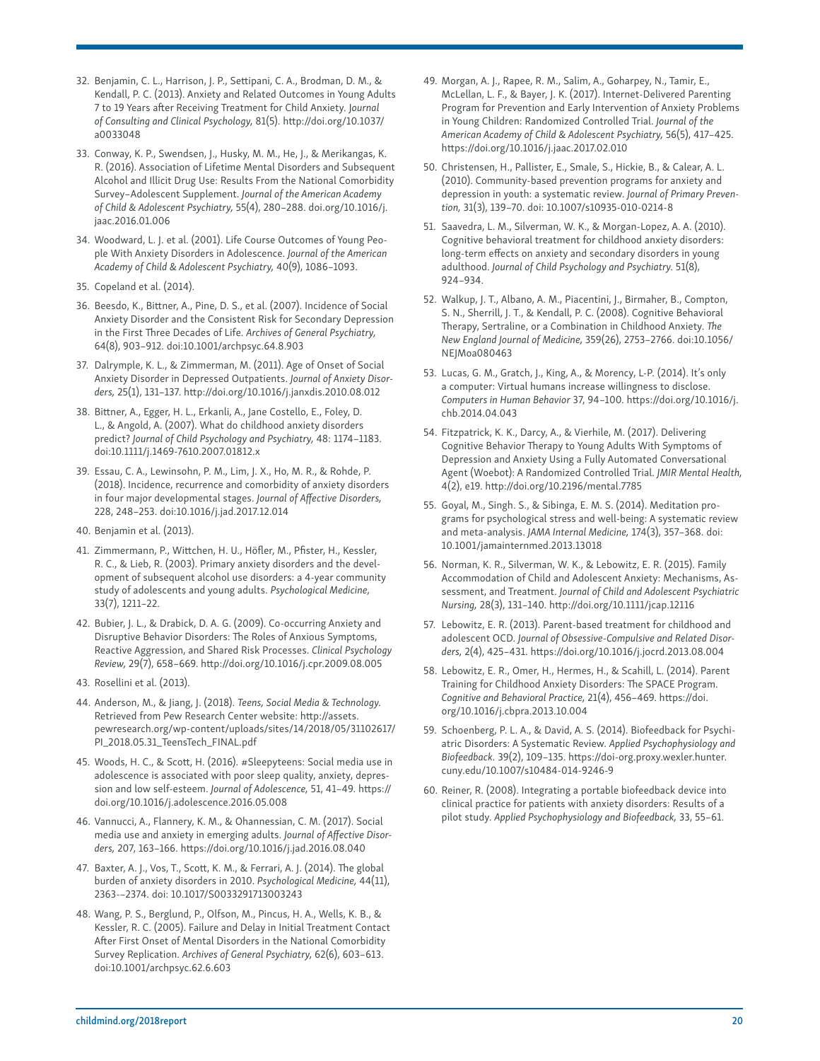32. Benjamin, C. L., Harrison, J. P., Settipani, C. A., Brodman, D. M., & Kendall, P. C. (2013). Anxiety and Related Outcomes in Young Adults 7 to 19 Years after Receiving Treatment for Child Anxiety. *Journal of Consulting and Clinical Psychology,* 81(5). http://doi.org/10.1037/a0033048
33. Conway, K. P., Swendsen, J., Husky, M. M., He, J., & Merikangas, K. R. (2016). Association of Lifetime Mental Disorders and Subsequent Alcohol and Illicit Drug Use: Results From the National Comorbidity Survey–Adolescent Supplement. *Journal of the American Academy of Child & Adolescent Psychiatry,* 55(4), 280–288. doi.org/10.1016/j.jaac.2016.01.006
34. Woodward, L. J. et al. (2001). Life Course Outcomes of Young People With Anxiety Disorders in Adolescence. *Journal of the American Academy of Child & Adolescent Psychiatry,* 40(9), 1086–1093.
35. Copeland et al. (2014).
36. Beesdo, K., Bittner, A., Pine, D. S., et al. (2007). Incidence of Social Anxiety Disorder and the Consistent Risk for Secondary Depression in the First Three Decades of Life. *Archives of General Psychiatry,* 64(8), 903–912. doi:10.1001/archpsyc.64.8.903
37. Dalrymple, K. L., & Zimmerman, M. (2011). Age of Onset of Social Anxiety Disorder in Depressed Outpatients. *Journal of Anxiety Disorders,* 25(1), 131–137. http://doi.org/10.1016/j.janxdis.2010.08.012
38. Bittner, A., Egger, H. L., Erkanli, A., Jane Costello, E., Foley, D. L., & Angold, A. (2007). What do childhood anxiety disorders predict? *Journal of Child Psychology and Psychiatry,* 48: 1174–1183. doi:10.1111/j.1469-7610.2007.01812.x
39. Essau, C. A., Lewinsohn, P. M., Lim, J. X., Ho, M. R., & Rohde, P. (2018). Incidence, recurrence and comorbidity of anxiety disorders in four major developmental stages. *Journal of Affective Disorders,* 228, 248–253. doi:10.1016/j.jad.2017.12.014
40. Benjamin et al. (2013).
41. Zimmermann, P., Wittchen, H. U., Höfler, M., Pfister, H., Kessler, R. C., & Lieb, R. (2003). Primary anxiety disorders and the development of subsequent alcohol use disorders: a 4-year community study of adolescents and young adults. *Psychological Medicine,* 33(7), 1211–22.
42. Bubier, J. L., & Drabick, D. A. G. (2009). Co-occurring Anxiety and Disruptive Behavior Disorders: The Roles of Anxious Symptoms, Reactive Aggression, and Shared Risk Processes. *Clinical Psychology Review,* 29(7), 658–669. http://doi.org/10.1016/j.cpr.2009.08.005
43. Rosellini et al. (2013).
44. Anderson, M., & Jiang, J. (2018). *Teens, Social Media & Technology.* Retrieved from Pew Research Center website: http://assets.pewresearch.org/wp-content/uploads/sites/14/2018/05/31102617/PI_2018.05.31_TeensTech_FINAL.pdf
45. Woods, H. C., & Scott, H. (2016). #Sleepyteens: Social media use in adolescence is associated with poor sleep quality, anxiety, depression and low self-esteem. *Journal of Adolescence,* 51, 41–49. https://doi.org/10.1016/j.adolescence.2016.05.008
46. Vannucci, A., Flannery, K. M., & Ohannessian, C. M. (2017). Social media use and anxiety in emerging adults. *Journal of Affective Disorders,* 207, 163–166. https://doi.org/10.1016/j.jad.2016.08.040
47. Baxter, A. J., Vos, T., Scott, K. M., & Ferrari, A. J. (2014). The global burden of anxiety disorders in 2010. *Psychological Medicine,* 44(11), 2363-–2374. doi: 10.1017/S0033291713003243
48. Wang, P. S., Berglund, P., Olfson, M., Pincus, H. A., Wells, K. B., & Kessler, R. C. (2005). Failure and Delay in Initial Treatment Contact After First Onset of Mental Disorders in the National Comorbidity Survey Replication. *Archives of General Psychiatry,* 62(6), 603–613. doi:10.1001/archpsyc.62.6.603
49. Morgan, A. J., Rapee, R. M., Salim, A., Goharpey, N., Tamir, E., McLellan, L. F., & Bayer, J. K. (2017). Internet-Delivered Parenting Program for Prevention and Early Intervention of Anxiety Problems in Young Children: Randomized Controlled Trial. *Journal of the American Academy of Child & Adolescent Psychiatry,* 56(5), 417–425. https://doi.org/10.1016/j.jaac.2017.02.010
50. Christensen, H., Pallister, E., Smale, S., Hickie, B., & Calear, A. L. (2010). Community-based prevention programs for anxiety and depression in youth: a systematic review. *Journal of Primary Prevention,* 31(3), 139–70. doi: 10.1007/s10935-010-0214-8
51. Saavedra, L. M., Silverman, W. K., & Morgan-Lopez, A. A. (2010). Cognitive behavioral treatment for childhood anxiety disorders: long-term effects on anxiety and secondary disorders in young adulthood. *Journal of Child Psychology and Psychiatry.* 51(8), 924–934.
52. Walkup, J. T., Albano, A. M., Piacentini, J., Birmaher, B., Compton, S. N., Sherrill, J. T., & Kendall, P. C. (2008). Cognitive Behavioral Therapy, Sertraline, or a Combination in Childhood Anxiety. *The New England Journal of Medicine,* 359(26), 2753–2766. doi:10.1056/NEJMoa080463
53. Lucas, G. M., Gratch, J., King, A., & Morency, L-P. (2014). It's only a computer: Virtual humans increase willingness to disclose. *Computers in Human Behavior* 37, 94–100. https://doi.org/10.1016/j.chb.2014.04.043
54. Fitzpatrick, K. K., Darcy, A., & Vierhile, M. (2017). Delivering Cognitive Behavior Therapy to Young Adults With Symptoms of Depression and Anxiety Using a Fully Automated Conversational Agent (Woebot): A Randomized Controlled Trial. *JMIR Mental Health,* 4(2), e19. http://doi.org/10.2196/mental.7785
55. Goyal, M., Singh. S., & Sibinga, E. M. S. (2014). Meditation programs for psychological stress and well-being: A systematic review and meta-analysis. *JAMA Internal Medicine,* 174(3), 357–368. doi: 10.1001/jamainternmed.2013.13018
56. Norman, K. R., Silverman, W. K., & Lebowitz, E. R. (2015). Family Accommodation of Child and Adolescent Anxiety: Mechanisms, Assessment, and Treatment. *Journal of Child and Adolescent Psychiatric Nursing,* 28(3), 131–140. http://doi.org/10.1111/jcap.12116
57. Lebowitz, E. R. (2013). Parent-based treatment for childhood and adolescent OCD. *Journal of Obsessive-Compulsive and Related Disorders,* 2(4), 425–431. https://doi.org/10.1016/j.jocrd.2013.08.004
58. Lebowitz, E. R., Omer, H., Hermes, H., & Scahill, L. (2014). Parent Training for Childhood Anxiety Disorders: The SPACE Program. *Cognitive and Behavioral Practice,* 21(4), 456–469. https://doi.org/10.1016/j.cbpra.2013.10.004
59. Schoenberg, P. L. A., & David, A. S. (2014). Biofeedback for Psychiatric Disorders: A Systematic Review. *Applied Psychophysiology and Biofeedback.* 39(2), 109–135. https://doi-org.proxy.wexler.hunter.cuny.edu/10.1007/s10484-014-9246-9
60. Reiner, R. (2008). Integrating a portable biofeedback device into clinical practice for patients with anxiety disorders: Results of a pilot study. *Applied Psychophysiology and Biofeedback,* 33, 55–61.